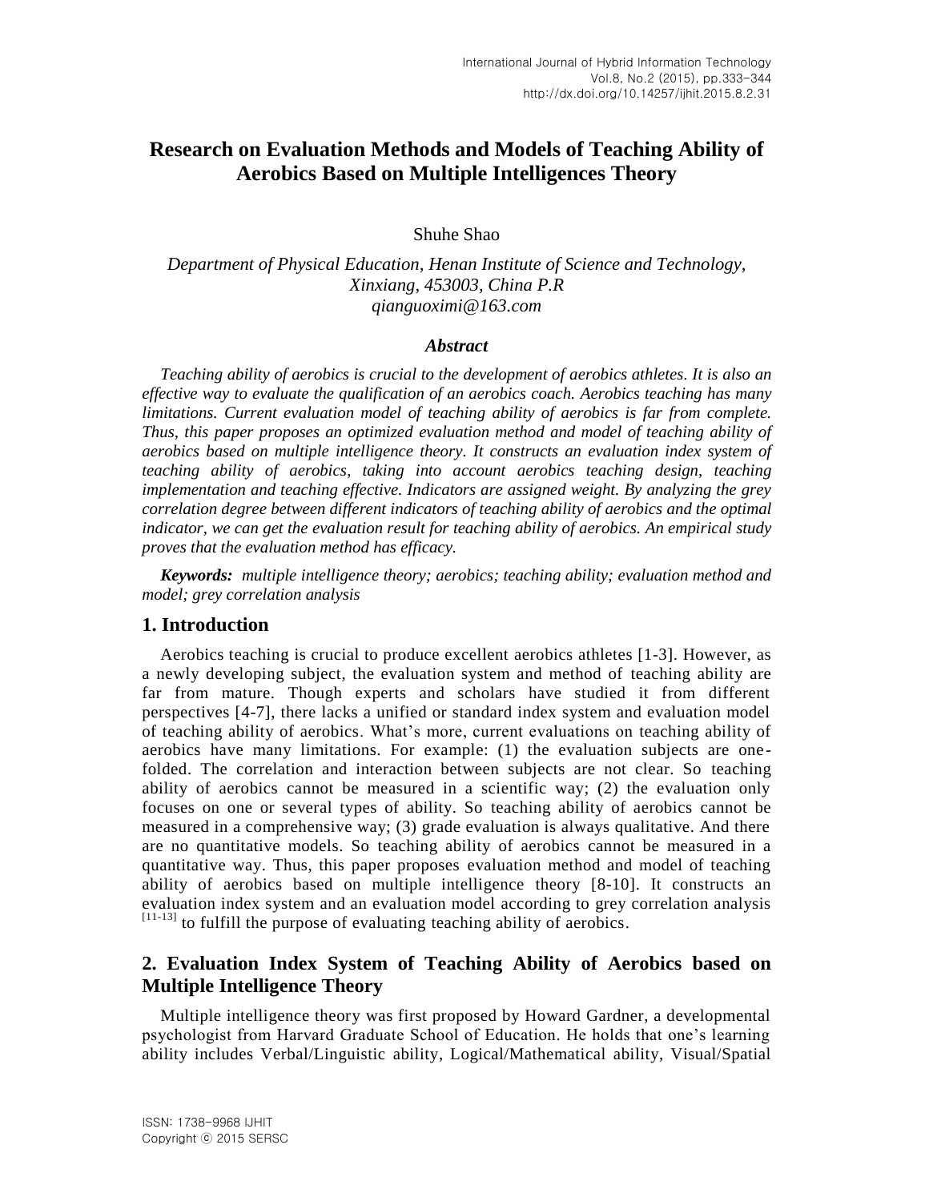# Research on Evaluation Methods and Models of Teaching Ability of Aerobics Based on Multiple Intelligences Theory

Shuhe Shao

*Department of Physical Education, Henan Institute of Science and Technology, Xinxiang, 453003, China P.R*
*qianguoximi@163.com*

### *Abstract*

*Teaching ability of aerobics is crucial to the development of aerobics athletes. It is also an effective way to evaluate the qualification of an aerobics coach. Aerobics teaching has many limitations. Current evaluation model of teaching ability of aerobics is far from complete. Thus, this paper proposes an optimized evaluation method and model of teaching ability of aerobics based on multiple intelligence theory. It constructs an evaluation index system of teaching ability of aerobics, taking into account aerobics teaching design, teaching implementation and teaching effective. Indicators are assigned weight. By analyzing the grey correlation degree between different indicators of teaching ability of aerobics and the optimal indicator, we can get the evaluation result for teaching ability of aerobics. An empirical study proves that the evaluation method has efficacy.*

***Keywords:*** *multiple intelligence theory; aerobics; teaching ability; evaluation method and model; grey correlation analysis*

## 1. Introduction

Aerobics teaching is crucial to produce excellent aerobics athletes [1-3]. However, as a newly developing subject, the evaluation system and method of teaching ability are far from mature. Though experts and scholars have studied it from different perspectives [4-7], there lacks a unified or standard index system and evaluation model of teaching ability of aerobics. What's more, current evaluations on teaching ability of aerobics have many limitations. For example: (1) the evaluation subjects are one-folded. The correlation and interaction between subjects are not clear. So teaching ability of aerobics cannot be measured in a scientific way; (2) the evaluation only focuses on one or several types of ability. So teaching ability of aerobics cannot be measured in a comprehensive way; (3) grade evaluation is always qualitative. And there are no quantitative models. So teaching ability of aerobics cannot be measured in a quantitative way. Thus, this paper proposes evaluation method and model of teaching ability of aerobics based on multiple intelligence theory [8-10]. It constructs an evaluation index system and an evaluation model according to grey correlation analysis [11-13] to fulfill the purpose of evaluating teaching ability of aerobics.

## 2. Evaluation Index System of Teaching Ability of Aerobics based on Multiple Intelligence Theory

Multiple intelligence theory was first proposed by Howard Gardner, a developmental psychologist from Harvard Graduate School of Education. He holds that one's learning ability includes Verbal/Linguistic ability, Logical/Mathematical ability, Visual/Spatial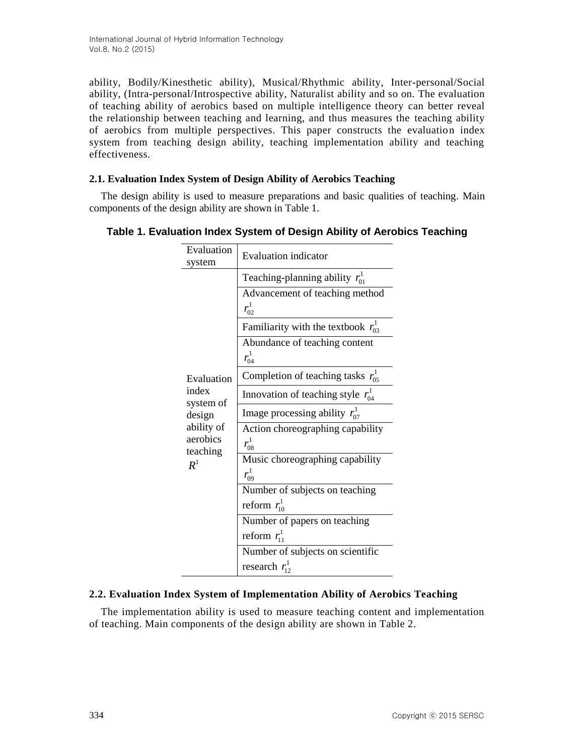ability, Bodily/Kinesthetic ability), Musical/Rhythmic ability, Inter-personal/Social ability, (Intra-personal/Introspective ability, Naturalist ability and so on. The evaluation of teaching ability of aerobics based on multiple intelligence theory can better reveal the relationship between teaching and learning, and thus measures the teaching ability of aerobics from multiple perspectives. This paper constructs the evaluation index system from teaching design ability, teaching implementation ability and teaching effectiveness.

### 2.1. Evaluation Index System of Design Ability of Aerobics Teaching

The design ability is used to measure preparations and basic qualities of teaching. Main components of the design ability are shown in Table 1.

**Table 1. Evaluation Index System of Design Ability of Aerobics Teaching**

| Evaluation system | Evaluation indicator |
|---|---|
| Evaluation index system of design ability of aerobics teaching $R^1$ | Teaching-planning ability $r_{01}^1$ |
| | Advancement of teaching method $r_{02}^1$ |
| | Familiarity with the textbook $r_{03}^1$ |
| | Abundance of teaching content $r_{04}^1$ |
| | Completion of teaching tasks $r_{05}^1$ |
| | Innovation of teaching style $r_{04}^1$ |
| | Image processing ability $r_{07}^1$ |
| | Action choreographing capability $r_{08}^1$ |
| | Music choreographing capability $r_{09}^1$ |
| | Number of subjects on teaching reform $r_{10}^1$ |
| | Number of papers on teaching reform $r_{11}^1$ |
| | Number of subjects on scientific research $r_{12}^1$ |

### 2.2. Evaluation Index System of Implementation Ability of Aerobics Teaching

The implementation ability is used to measure teaching content and implementation of teaching. Main components of the design ability are shown in Table 2.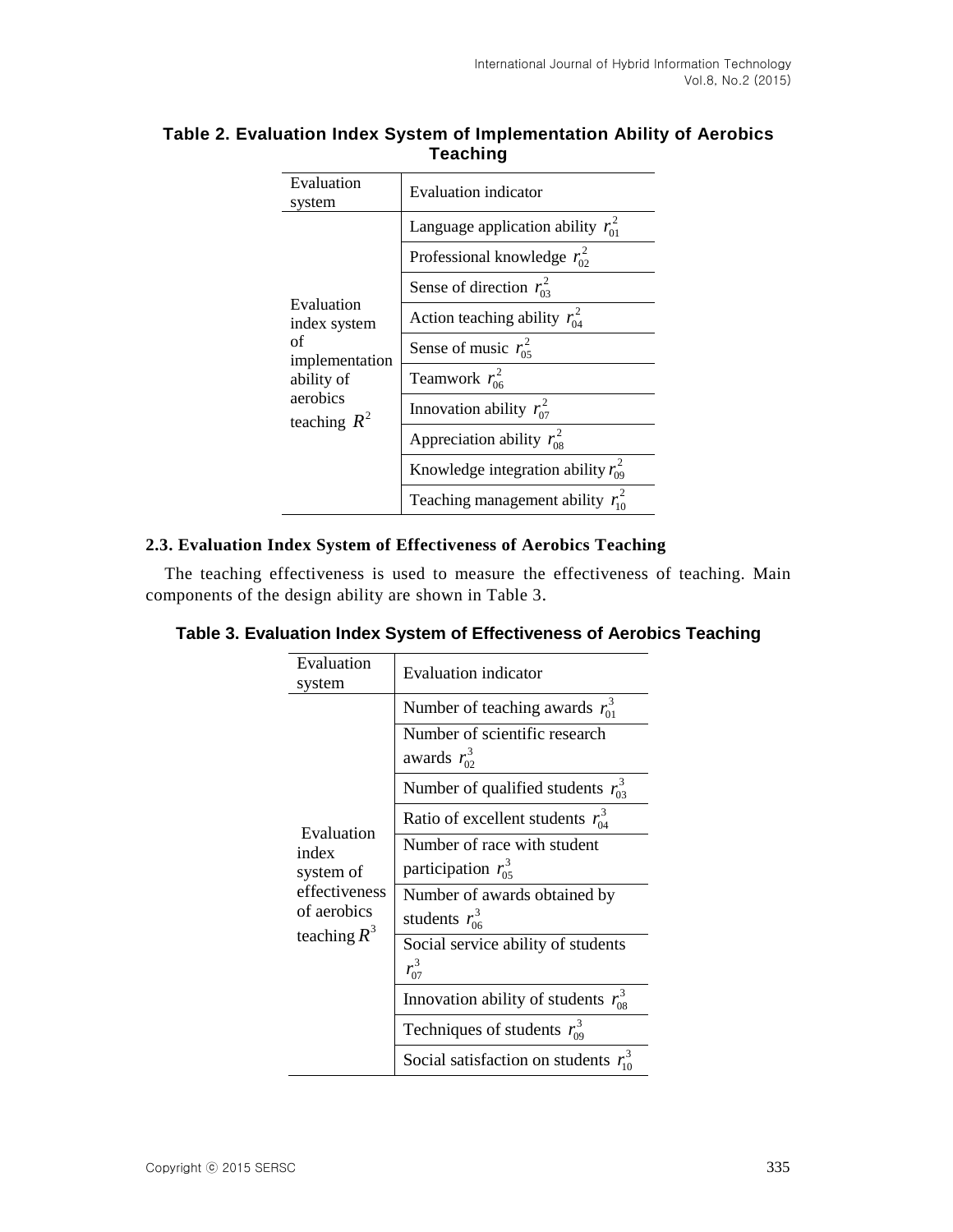**Table 2. Evaluation Index System of Implementation Ability of Aerobics Teaching**

| Evaluation system | Evaluation indicator |
|---|---|
| Evaluation index system of implementation ability of aerobics teaching $R^2$ | Language application ability $r_{01}^2$ |
| | Professional knowledge $r_{02}^2$ |
| | Sense of direction $r_{03}^2$ |
| | Action teaching ability $r_{04}^2$ |
| | Sense of music $r_{05}^2$ |
| | Teamwork $r_{06}^2$ |
| | Innovation ability $r_{07}^2$ |
| | Appreciation ability $r_{08}^2$ |
| | Knowledge integration ability $r_{09}^2$ |
| | Teaching management ability $r_{10}^2$ |

### 2.3. Evaluation Index System of Effectiveness of Aerobics Teaching

The teaching effectiveness is used to measure the effectiveness of teaching. Main components of the design ability are shown in Table 3.

**Table 3. Evaluation Index System of Effectiveness of Aerobics Teaching**

| Evaluation system | Evaluation indicator |
|---|---|
| Evaluation index system of effectiveness of aerobics teaching $R^3$ | Number of teaching awards $r_{01}^3$ |
| | Number of scientific research awards $r_{02}^3$ |
| | Number of qualified students $r_{03}^3$ |
| | Ratio of excellent students $r_{04}^3$ |
| | Number of race with student participation $r_{05}^3$ |
| | Number of awards obtained by students $r_{06}^3$ |
| | Social service ability of students $r_{07}^3$ |
| | Innovation ability of students $r_{08}^3$ |
| | Techniques of students $r_{09}^3$ |
| | Social satisfaction on students $r_{10}^3$ |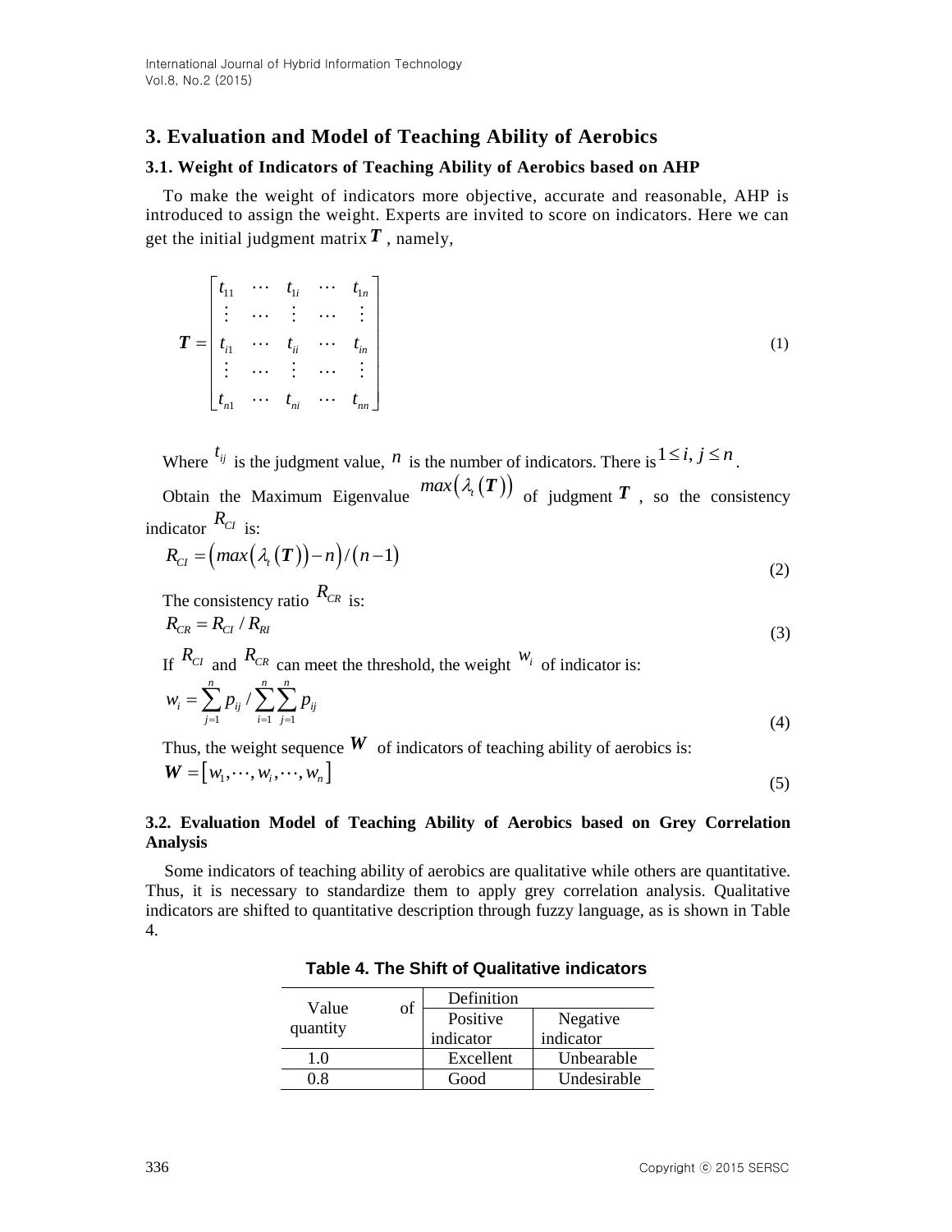## 3. Evaluation and Model of Teaching Ability of Aerobics

### 3.1. Weight of Indicators of Teaching Ability of Aerobics based on AHP

To make the weight of indicators more objective, accurate and reasonable, AHP is introduced to assign the weight. Experts are invited to score on indicators. Here we can get the initial judgment matrix $\boldsymbol{T}$, namely,

$$\boldsymbol{T} = \begin{bmatrix} t_{11} & \cdots & t_{1i} & \cdots & t_{1n} \\ \vdots & \cdots & \vdots & \cdots & \vdots \\ t_{i1} & \cdots & t_{ii} & \cdots & t_{in} \\ \vdots & \cdots & \vdots & \cdots & \vdots \\ t_{n1} & \cdots & t_{ni} & \cdots & t_{nn} \end{bmatrix} \tag{1}$$

Where $t_{ij}$ is the judgment value, $n$ is the number of indicators. There is $1 \le i, j \le n$.

Obtain the Maximum Eigenvalue $max\left(\lambda_t\left(\boldsymbol{T}\right)\right)$ of judgment $\boldsymbol{T}$, so the consistency indicator $R_{CI}$ is:

$$R_{CI} = \left(max\left(\lambda_t\left(\boldsymbol{T}\right)\right) - n\right) / \left(n-1\right) \tag{2}$$

The consistency ratio $R_{CR}$ is:

$$R_{CR} = R_{CI} / R_{RI} \tag{3}$$

If $R_{CI}$ and $R_{CR}$ can meet the threshold, the weight $w_i$ of indicator is:

$$w_i = \sum_{j=1}^{n} p_{ij} / \sum_{i=1}^{n}\sum_{j=1}^{n} p_{ij} \tag{4}$$

Thus, the weight sequence $\boldsymbol{W}$ of indicators of teaching ability of aerobics is:

$$\boldsymbol{W} = \left[w_1, \cdots, w_i, \cdots, w_n\right] \tag{5}$$

### 3.2. Evaluation Model of Teaching Ability of Aerobics based on Grey Correlation Analysis

Some indicators of teaching ability of aerobics are qualitative while others are quantitative. Thus, it is necessary to standardize them to apply grey correlation analysis. Qualitative indicators are shifted to quantitative description through fuzzy language, as is shown in Table 4.

**Table 4. The Shift of Qualitative indicators**

| Value of quantity | Definition | |
|---|---|---|
| | Positive indicator | Negative indicator |
| 1.0 | Excellent | Unbearable |
| 0.8 | Good | Undesirable |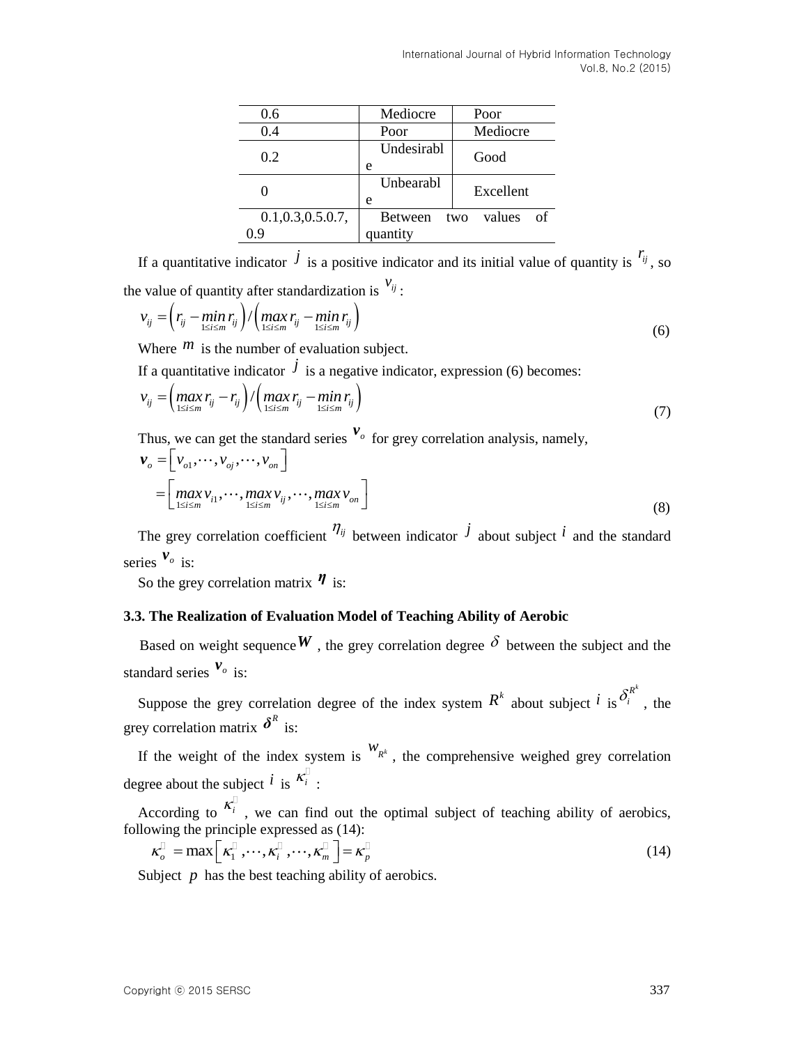| 0.6 | Mediocre | Poor |
|---|---|---|
| 0.4 | Poor | Mediocre |
| 0.2 | Undesirable | Good |
| 0 | Unbearable | Excellent |
| 0.1,0.3,0.5.0.7, 0.9 | Between two values of quantity | |

If a quantitative indicator $j$ is a positive indicator and its initial value of quantity is $r_{ij}$, so the value of quantity after standardization is $v_{ij}$:

$$v_{ij} = \left( r_{ij} - \min_{1 \le i \le m} r_{ij} \right) / \left( \max_{1 \le i \le m} r_{ij} - \min_{1 \le i \le m} r_{ij} \right) \tag{6}$$

Where $m$ is the number of evaluation subject.

If a quantitative indicator $j$ is a negative indicator, expression (6) becomes:

$$v_{ij} = \left( \max_{1 \le i \le m} r_{ij} - r_{ij} \right) / \left( \max_{1 \le i \le m} r_{ij} - \min_{1 \le i \le m} r_{ij} \right) \tag{7}$$

Thus, we can get the standard series $\boldsymbol{v}_o$ for grey correlation analysis, namely,

$$\begin{aligned} \boldsymbol{v}_o &= \left[ v_{o1}, \cdots, v_{oj}, \cdots, v_{on} \right] \\ &= \left[ \max_{1 \le i \le m} v_{i1}, \cdots, \max_{1 \le i \le m} v_{ij}, \cdots, \max_{1 \le i \le m} v_{on} \right] \end{aligned} \tag{8}$$

The grey correlation coefficient $\eta_{ij}$ between indicator $j$ about subject $i$ and the standard series $\boldsymbol{v}_o$ is:

So the grey correlation matrix $\boldsymbol{\eta}$ is:

### 3.3. The Realization of Evaluation Model of Teaching Ability of Aerobic

Based on weight sequence $\boldsymbol{W}$, the grey correlation degree $\delta$ between the subject and the standard series $\boldsymbol{v}_o$ is:

Suppose the grey correlation degree of the index system $R^k$ about subject $i$ is $\delta_i^{R^k}$, the grey correlation matrix $\boldsymbol{\delta}^R$ is:

If the weight of the index system is $w_{R^k}$, the comprehensive weighed grey correlation degree about the subject $i$ is $\kappa_i$:

According to $\kappa_i$, we can find out the optimal subject of teaching ability of aerobics, following the principle expressed as (14):

$$\kappa_o = \max \left[ \kappa_1, \cdots, \kappa_i, \cdots, \kappa_m \right] = \kappa_p \tag{14}$$

Subject $p$ has the best teaching ability of aerobics.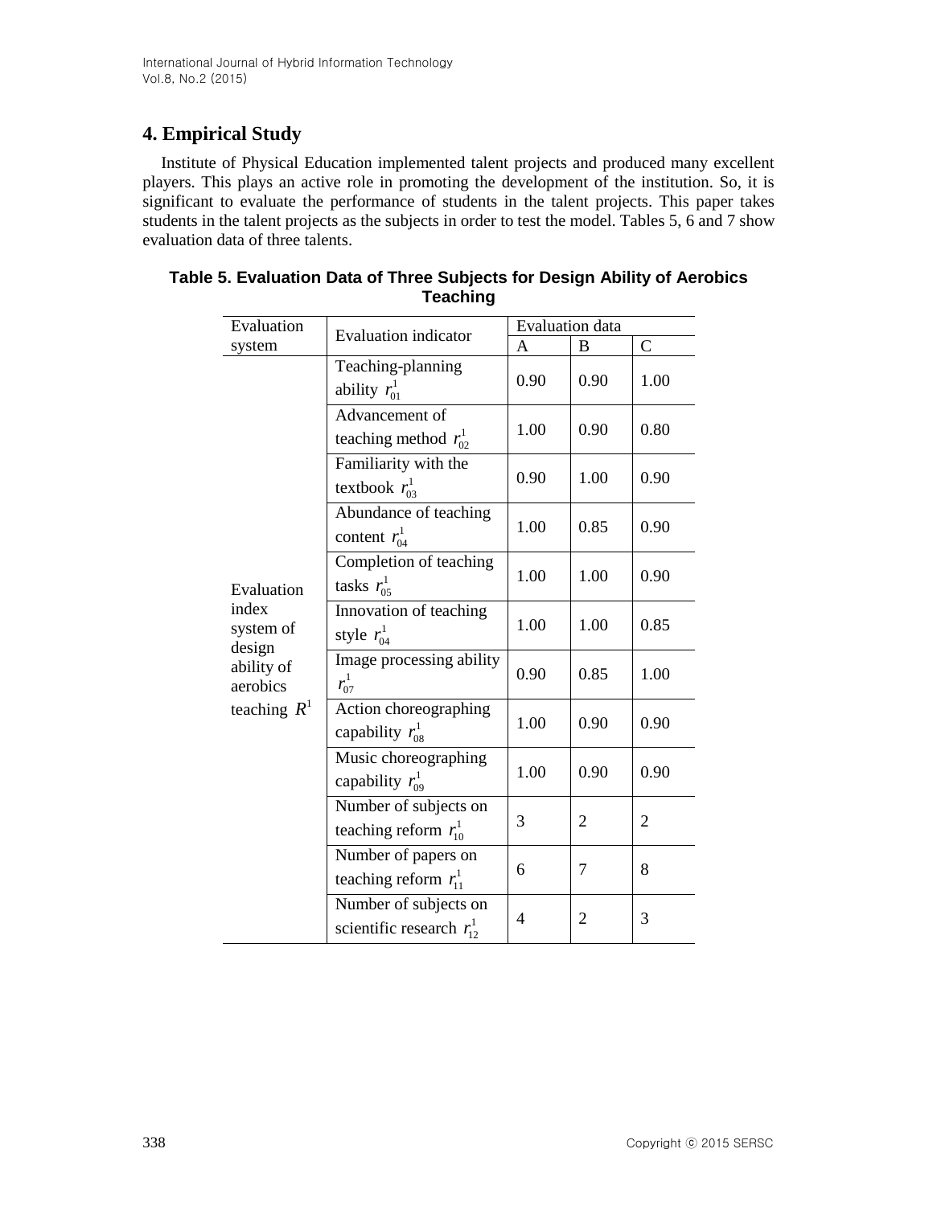## 4. Empirical Study

Institute of Physical Education implemented talent projects and produced many excellent players. This plays an active role in promoting the development of the institution. So, it is significant to evaluate the performance of students in the talent projects. This paper takes students in the talent projects as the subjects in order to test the model. Tables 5, 6 and 7 show evaluation data of three talents.

**Table 5. Evaluation Data of Three Subjects for Design Ability of Aerobics Teaching**

| Evaluation system | Evaluation indicator | Evaluation data | | |
|---|---|---|---|---|
| | | A | B | C |
| Evaluation index system of design ability of aerobics teaching $R^1$ | Teaching-planning ability $r_{01}^1$ | 0.90 | 0.90 | 1.00 |
| | Advancement of teaching method $r_{02}^1$ | 1.00 | 0.90 | 0.80 |
| | Familiarity with the textbook $r_{03}^1$ | 0.90 | 1.00 | 0.90 |
| | Abundance of teaching content $r_{04}^1$ | 1.00 | 0.85 | 0.90 |
| | Completion of teaching tasks $r_{05}^1$ | 1.00 | 1.00 | 0.90 |
| | Innovation of teaching style $r_{04}^1$ | 1.00 | 1.00 | 0.85 |
| | Image processing ability $r_{07}^1$ | 0.90 | 0.85 | 1.00 |
| | Action choreographing capability $r_{08}^1$ | 1.00 | 0.90 | 0.90 |
| | Music choreographing capability $r_{09}^1$ | 1.00 | 0.90 | 0.90 |
| | Number of subjects on teaching reform $r_{10}^1$ | 3 | 2 | 2 |
| | Number of papers on teaching reform $r_{11}^1$ | 6 | 7 | 8 |
| | Number of subjects on scientific research $r_{12}^1$ | 4 | 2 | 3 |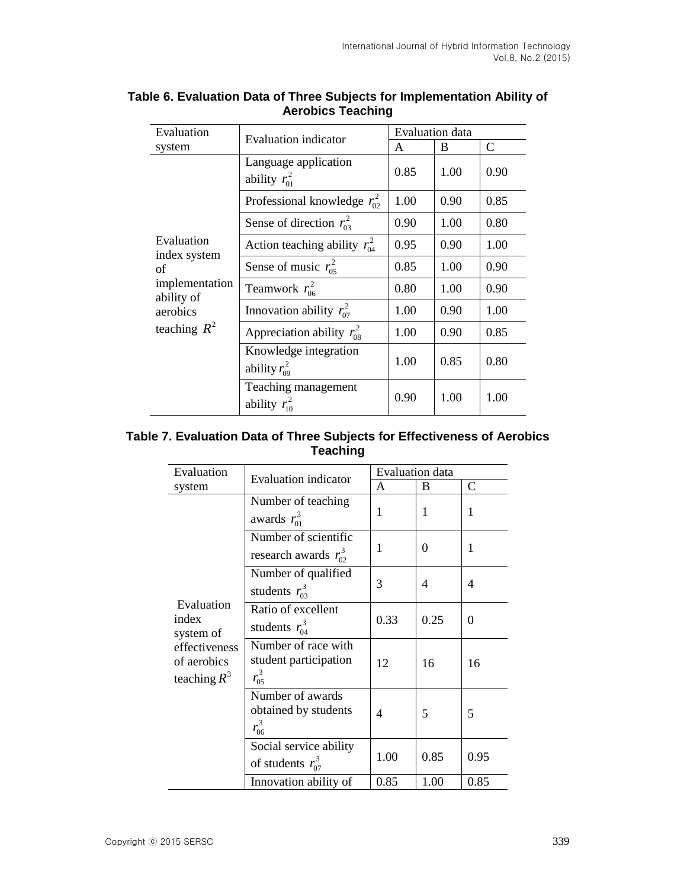**Table 6. Evaluation Data of Three Subjects for Implementation Ability of Aerobics Teaching**

| Evaluation system | Evaluation indicator | Evaluation data | | |
|---|---|---|---|---|
| | | A | B | C |
| Evaluation index system of implementation ability of aerobics teaching $R^2$ | Language application ability $r_{01}^2$ | 0.85 | 1.00 | 0.90 |
| | Professional knowledge $r_{02}^2$ | 1.00 | 0.90 | 0.85 |
| | Sense of direction $r_{03}^2$ | 0.90 | 1.00 | 0.80 |
| | Action teaching ability $r_{04}^2$ | 0.95 | 0.90 | 1.00 |
| | Sense of music $r_{05}^2$ | 0.85 | 1.00 | 0.90 |
| | Teamwork $r_{06}^2$ | 0.80 | 1.00 | 0.90 |
| | Innovation ability $r_{07}^2$ | 1.00 | 0.90 | 1.00 |
| | Appreciation ability $r_{08}^2$ | 1.00 | 0.90 | 0.85 |
| | Knowledge integration ability $r_{09}^2$ | 1.00 | 0.85 | 0.80 |
| | Teaching management ability $r_{10}^2$ | 0.90 | 1.00 | 1.00 |

**Table 7. Evaluation Data of Three Subjects for Effectiveness of Aerobics Teaching**

| Evaluation system | Evaluation indicator | Evaluation data | | |
|---|---|---|---|---|
| | | A | B | C |
| Evaluation index system of effectiveness of aerobics teaching $R^3$ | Number of teaching awards $r_{01}^3$ | 1 | 1 | 1 |
| | Number of scientific research awards $r_{02}^3$ | 1 | 0 | 1 |
| | Number of qualified students $r_{03}^3$ | 3 | 4 | 4 |
| | Ratio of excellent students $r_{04}^3$ | 0.33 | 0.25 | 0 |
| | Number of race with student participation $r_{05}^3$ | 12 | 16 | 16 |
| | Number of awards obtained by students $r_{06}^3$ | 4 | 5 | 5 |
| | Social service ability of students $r_{07}^3$ | 1.00 | 0.85 | 0.95 |
| | Innovation ability of | 0.85 | 1.00 | 0.85 |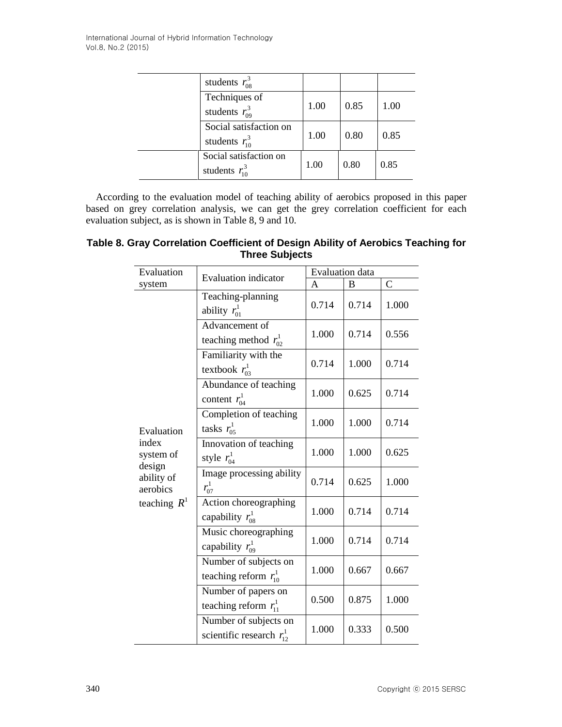| | | | | |
|---|---|---|---|---|
| | students $r_{08}^{3}$ | | | |
| | Techniques of students $r_{09}^{3}$ | 1.00 | 0.85 | 1.00 |
| | Social satisfaction on students $r_{10}^{3}$ | 1.00 | 0.80 | 0.85 |
| | Social satisfaction on students $r_{10}^{3}$ | 1.00 | 0.80 | 0.85 |

According to the evaluation model of teaching ability of aerobics proposed in this paper based on grey correlation analysis, we can get the grey correlation coefficient for each evaluation subject, as is shown in Table 8, 9 and 10.

**Table 8. Gray Correlation Coefficient of Design Ability of Aerobics Teaching for Three Subjects**

| Evaluation system | Evaluation indicator | Evaluation data | | |
|---|---|---|---|---|
| | | A | B | C |
| Evaluation index system of design ability of aerobics teaching $R^{1}$ | Teaching-planning ability $r_{01}^{1}$ | 0.714 | 0.714 | 1.000 |
| | Advancement of teaching method $r_{02}^{1}$ | 1.000 | 0.714 | 0.556 |
| | Familiarity with the textbook $r_{03}^{1}$ | 0.714 | 1.000 | 0.714 |
| | Abundance of teaching content $r_{04}^{1}$ | 1.000 | 0.625 | 0.714 |
| | Completion of teaching tasks $r_{05}^{1}$ | 1.000 | 1.000 | 0.714 |
| | Innovation of teaching style $r_{04}^{1}$ | 1.000 | 1.000 | 0.625 |
| | Image processing ability $r_{07}^{1}$ | 0.714 | 0.625 | 1.000 |
| | Action choreographing capability $r_{08}^{1}$ | 1.000 | 0.714 | 0.714 |
| | Music choreographing capability $r_{09}^{1}$ | 1.000 | 0.714 | 0.714 |
| | Number of subjects on teaching reform $r_{10}^{1}$ | 1.000 | 0.667 | 0.667 |
| | Number of papers on teaching reform $r_{11}^{1}$ | 0.500 | 0.875 | 1.000 |
| | Number of subjects on scientific research $r_{12}^{1}$ | 1.000 | 0.333 | 0.500 |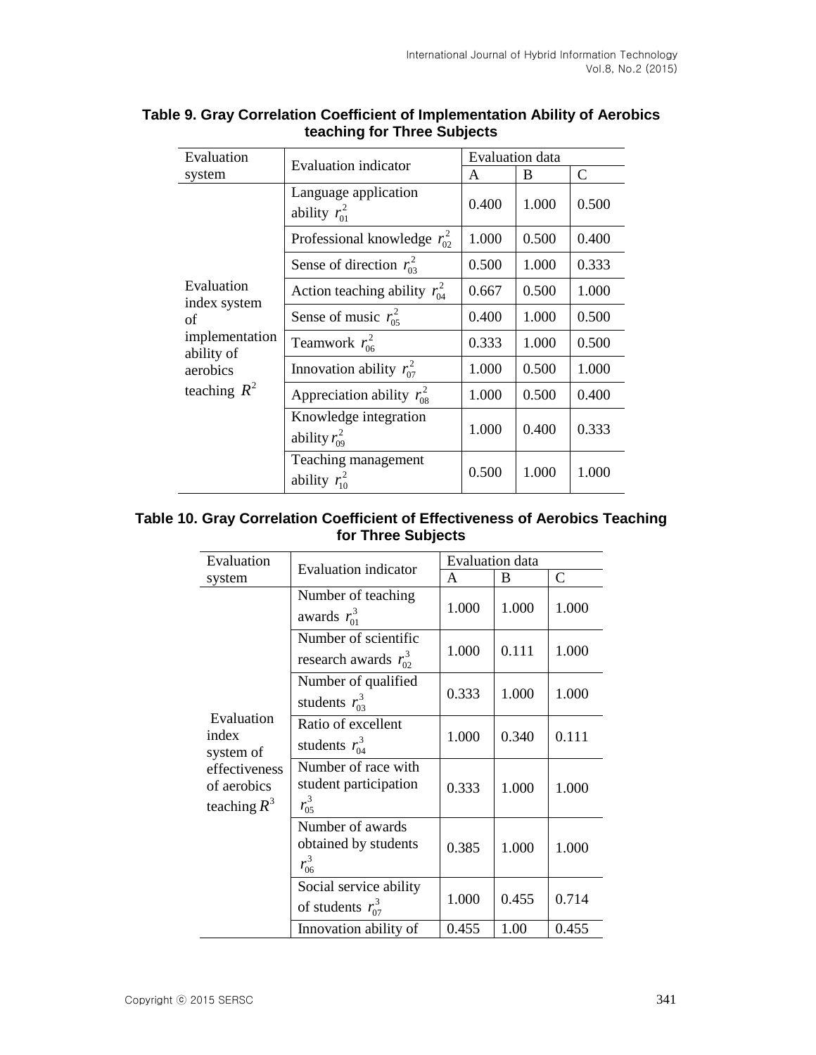**Table 9. Gray Correlation Coefficient of Implementation Ability of Aerobics teaching for Three Subjects**

| Evaluation system | Evaluation indicator | Evaluation data | | |
|---|---|---|---|---|
| | | A | B | C |
| Evaluation index system of implementation ability of aerobics teaching $R^2$ | Language application ability $r_{01}^2$ | 0.400 | 1.000 | 0.500 |
| | Professional knowledge $r_{02}^2$ | 1.000 | 0.500 | 0.400 |
| | Sense of direction $r_{03}^2$ | 0.500 | 1.000 | 0.333 |
| | Action teaching ability $r_{04}^2$ | 0.667 | 0.500 | 1.000 |
| | Sense of music $r_{05}^2$ | 0.400 | 1.000 | 0.500 |
| | Teamwork $r_{06}^2$ | 0.333 | 1.000 | 0.500 |
| | Innovation ability $r_{07}^2$ | 1.000 | 0.500 | 1.000 |
| | Appreciation ability $r_{08}^2$ | 1.000 | 0.500 | 0.400 |
| | Knowledge integration ability $r_{09}^2$ | 1.000 | 0.400 | 0.333 |
| | Teaching management ability $r_{10}^2$ | 0.500 | 1.000 | 1.000 |

**Table 10. Gray Correlation Coefficient of Effectiveness of Aerobics Teaching for Three Subjects**

| Evaluation system | Evaluation indicator | Evaluation data | | |
|---|---|---|---|---|
| | | A | B | C |
| Evaluation index system of effectiveness of aerobics teaching $R^3$ | Number of teaching awards $r_{01}^3$ | 1.000 | 1.000 | 1.000 |
| | Number of scientific research awards $r_{02}^3$ | 1.000 | 0.111 | 1.000 |
| | Number of qualified students $r_{03}^3$ | 0.333 | 1.000 | 1.000 |
| | Ratio of excellent students $r_{04}^3$ | 1.000 | 0.340 | 0.111 |
| | Number of race with student participation $r_{05}^3$ | 0.333 | 1.000 | 1.000 |
| | Number of awards obtained by students $r_{06}^3$ | 0.385 | 1.000 | 1.000 |
| | Social service ability of students $r_{07}^3$ | 1.000 | 0.455 | 0.714 |
| | Innovation ability of | 0.455 | 1.00 | 0.455 |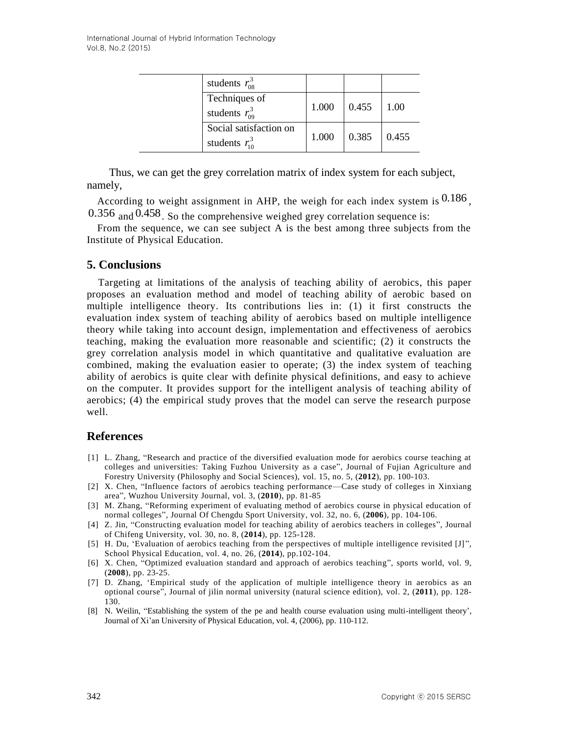| | students $r_{08}^{3}$ | | | |
|---|---|---|---|---|
| | Techniques of students $r_{09}^{3}$ | 1.000 | 0.455 | 1.00 |
| | Social satisfaction on students $r_{10}^{3}$ | 1.000 | 0.385 | 0.455 |

Thus, we can get the grey correlation matrix of index system for each subject, namely,

According to weight assignment in AHP, the weigh for each index system is $0.186$, $0.356$ and $0.458$. So the comprehensive weighed grey correlation sequence is:

From the sequence, we can see subject A is the best among three subjects from the Institute of Physical Education.

## 5. Conclusions

Targeting at limitations of the analysis of teaching ability of aerobics, this paper proposes an evaluation method and model of teaching ability of aerobic based on multiple intelligence theory. Its contributions lies in: (1) it first constructs the evaluation index system of teaching ability of aerobics based on multiple intelligence theory while taking into account design, implementation and effectiveness of aerobics teaching, making the evaluation more reasonable and scientific; (2) it constructs the grey correlation analysis model in which quantitative and qualitative evaluation are combined, making the evaluation easier to operate; (3) the index system of teaching ability of aerobics is quite clear with definite physical definitions, and easy to achieve on the computer. It provides support for the intelligent analysis of teaching ability of aerobics; (4) the empirical study proves that the model can serve the research purpose well.

## References

[1] L. Zhang, "Research and practice of the diversified evaluation mode for aerobics course teaching at colleges and universities: Taking Fuzhou University as a case", Journal of Fujian Agriculture and Forestry University (Philosophy and Social Sciences), vol. 15, no. 5, (**2012**), pp. 100-103.

[2] X. Chen, "Influence factors of aerobics teaching performance—Case study of colleges in Xinxiang area", Wuzhou University Journal, vol. 3, (**2010**), pp. 81-85

[3] M. Zhang, "Reforming experiment of evaluating method of aerobics course in physical education of normal colleges", Journal Of Chengdu Sport University, vol. 32, no. 6, (**2006**), pp. 104-106.

[4] Z. Jin, "Constructing evaluation model for teaching ability of aerobics teachers in colleges", Journal of Chifeng University, vol. 30, no. 8, (**2014**), pp. 125-128.

[5] H. Du, 'Evaluation of aerobics teaching from the perspectives of multiple intelligence revisited [J]", School Physical Education, vol. 4, no. 26, (**2014**), pp.102-104.

[6] X. Chen, "Optimized evaluation standard and approach of aerobics teaching", sports world, vol. 9, (**2008**), pp. 23-25.

[7] D. Zhang, 'Empirical study of the application of multiple intelligence theory in aerobics as an optional course", Journal of jilin normal university (natural science edition), vol. 2, (**2011**), pp. 128-130.

[8] N. Weilin, "Establishing the system of the pe and health course evaluation using multi-intelligent theory', Journal of Xi'an University of Physical Education, vol. 4, (2006), pp. 110-112.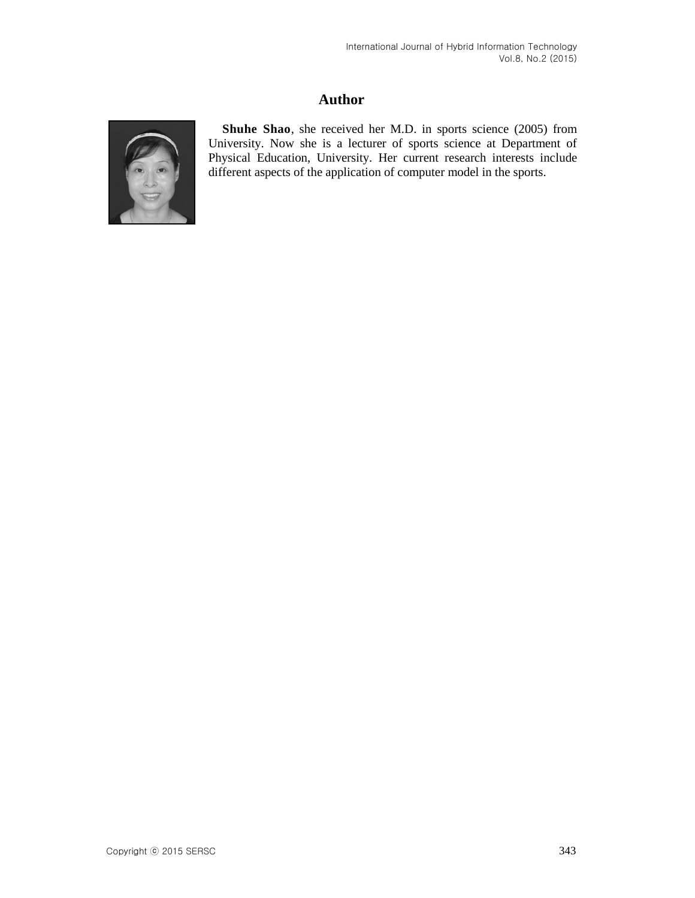# Author

**Shuhe Shao**, she received her M.D. in sports science (2005) from University. Now she is a lecturer of sports science at Department of Physical Education, University. Her current research interests include different aspects of the application of computer model in the sports.